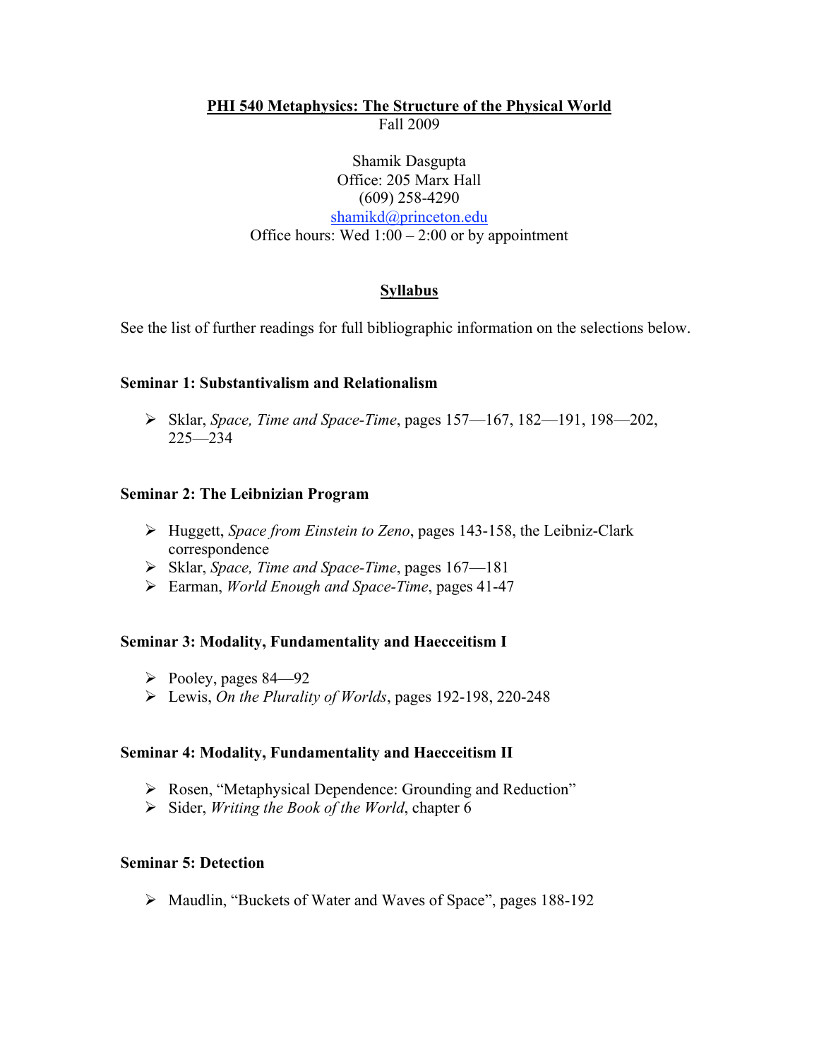# PHI 540 Metaphysics: The Structure of the Physical World

Fall 2009

Shamik Dasgupta
Office: 205 Marx Hall
(609) 258-4290
shamikd@princeton.edu
Office hours: Wed 1:00 – 2:00 or by appointment

## Syllabus

See the list of further readings for full bibliographic information on the selections below.

### Seminar 1: Substantivalism and Relationalism

- Sklar, *Space, Time and Space-Time*, pages 157—167, 182—191, 198—202, 225—234

### Seminar 2: The Leibnizian Program

- Huggett, *Space from Einstein to Zeno*, pages 143-158, the Leibniz-Clark correspondence
- Sklar, *Space, Time and Space-Time*, pages 167—181
- Earman, *World Enough and Space-Time*, pages 41-47

### Seminar 3: Modality, Fundamentality and Haecceitism I

- Pooley, pages 84—92
- Lewis, *On the Plurality of Worlds*, pages 192-198, 220-248

### Seminar 4: Modality, Fundamentality and Haecceitism II

- Rosen, "Metaphysical Dependence: Grounding and Reduction"
- Sider, *Writing the Book of the World*, chapter 6

### Seminar 5: Detection

- Maudlin, "Buckets of Water and Waves of Space", pages 188-192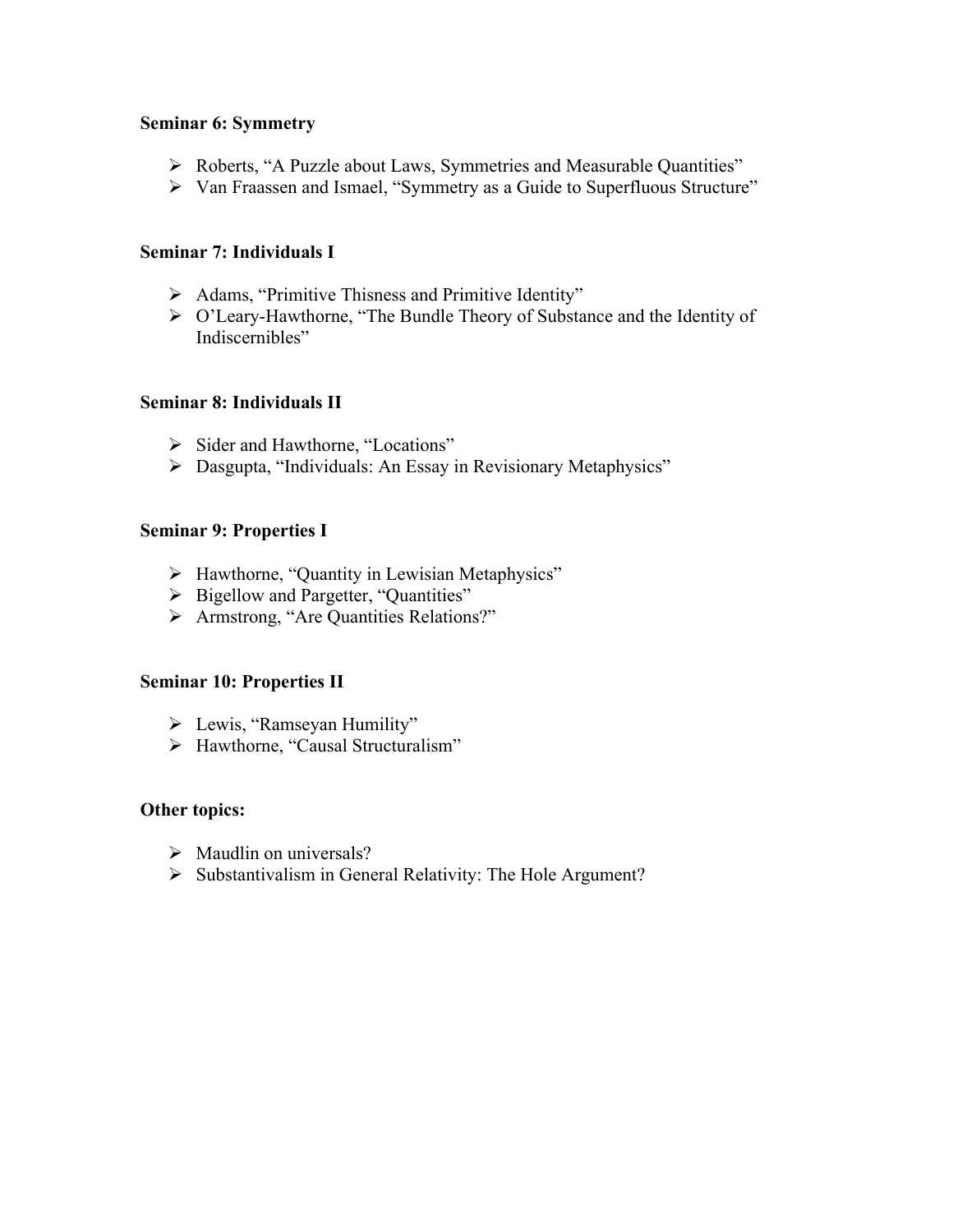**Seminar 6: Symmetry**

- Roberts, "A Puzzle about Laws, Symmetries and Measurable Quantities"
- Van Fraassen and Ismael, "Symmetry as a Guide to Superfluous Structure"

**Seminar 7: Individuals I**

- Adams, "Primitive Thisness and Primitive Identity"
- O'Leary-Hawthorne, "The Bundle Theory of Substance and the Identity of Indiscernibles"

**Seminar 8: Individuals II**

- Sider and Hawthorne, "Locations"
- Dasgupta, "Individuals: An Essay in Revisionary Metaphysics"

**Seminar 9: Properties I**

- Hawthorne, "Quantity in Lewisian Metaphysics"
- Bigelow and Pargetter, "Quantities"
- Armstrong, "Are Quantities Relations?"

**Seminar 10: Properties II**

- Lewis, "Ramseyan Humility"
- Hawthorne, "Causal Structuralism"

**Other topics:**

- Maudlin on universals?
- Substantivalism in General Relativity: The Hole Argument?